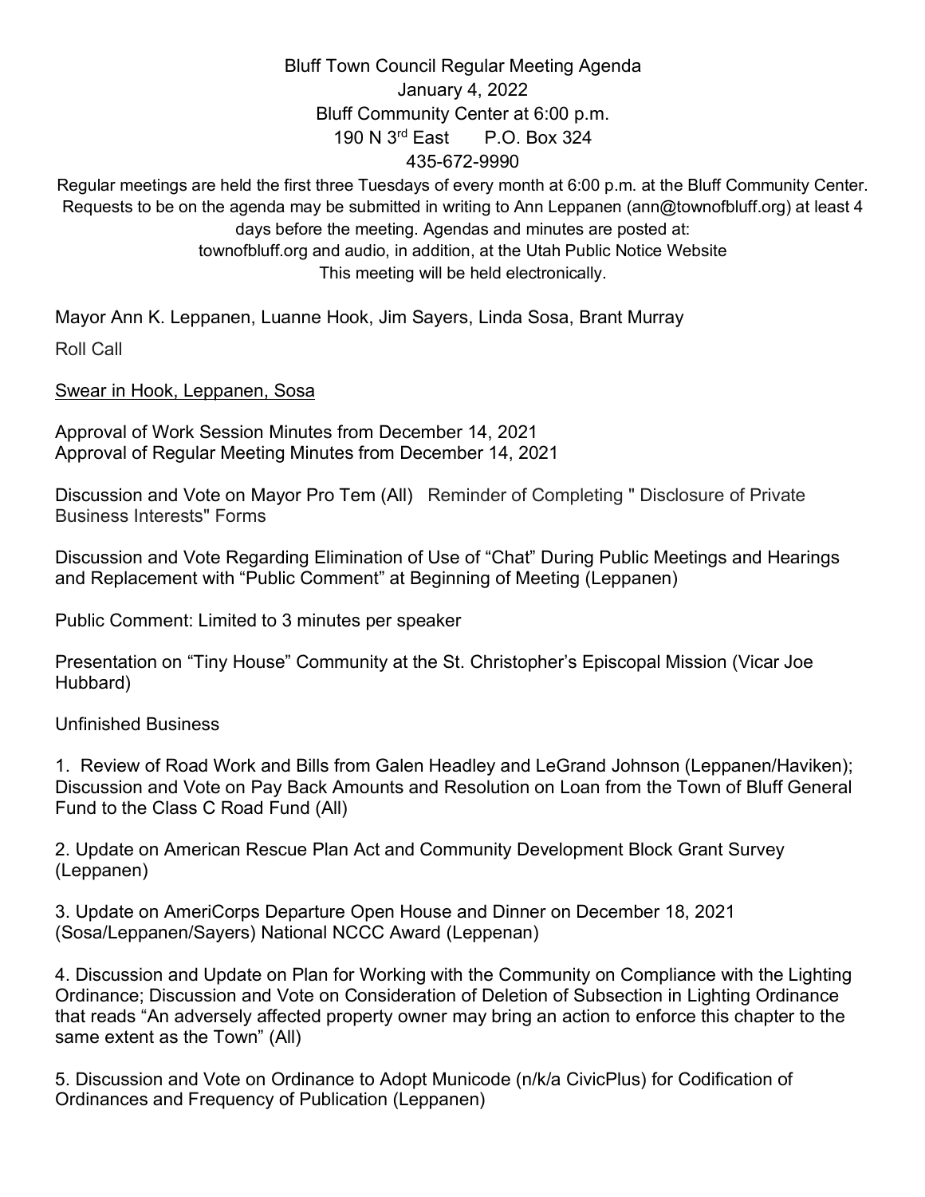# Bluff Town Council Regular Meeting Agenda

January 4, 2022
Bluff Community Center at 6:00 p.m.
190 N 3rd East P.O. Box 324
435-672-9990

Regular meetings are held the first three Tuesdays of every month at 6:00 p.m. at the Bluff Community Center. Requests to be on the agenda may be submitted in writing to Ann Leppanen (ann@townofbluff.org) at least 4 days before the meeting. Agendas and minutes are posted at: townofbluff.org and audio, in addition, at the Utah Public Notice Website
This meeting will be held electronically.

Mayor Ann K. Leppanen, Luanne Hook, Jim Sayers, Linda Sosa, Brant Murray

Roll Call

Swear in Hook, Leppanen, Sosa

Approval of Work Session Minutes from December 14, 2021
Approval of Regular Meeting Minutes from December 14, 2021

Discussion and Vote on Mayor Pro Tem (All) Reminder of Completing " Disclosure of Private Business Interests" Forms

Discussion and Vote Regarding Elimination of Use of "Chat" During Public Meetings and Hearings and Replacement with "Public Comment" at Beginning of Meeting (Leppanen)

Public Comment: Limited to 3 minutes per speaker

Presentation on "Tiny House" Community at the St. Christopher's Episcopal Mission (Vicar Joe Hubbard)

Unfinished Business

1. Review of Road Work and Bills from Galen Headley and LeGrand Johnson (Leppanen/Haviken); Discussion and Vote on Pay Back Amounts and Resolution on Loan from the Town of Bluff General Fund to the Class C Road Fund (All)

2. Update on American Rescue Plan Act and Community Development Block Grant Survey (Leppanen)

3. Update on AmeriCorps Departure Open House and Dinner on December 18, 2021 (Sosa/Leppanen/Sayers) National NCCC Award (Leppenan)

4. Discussion and Update on Plan for Working with the Community on Compliance with the Lighting Ordinance; Discussion and Vote on Consideration of Deletion of Subsection in Lighting Ordinance that reads "An adversely affected property owner may bring an action to enforce this chapter to the same extent as the Town" (All)

5. Discussion and Vote on Ordinance to Adopt Municode (n/k/a CivicPlus) for Codification of Ordinances and Frequency of Publication (Leppanen)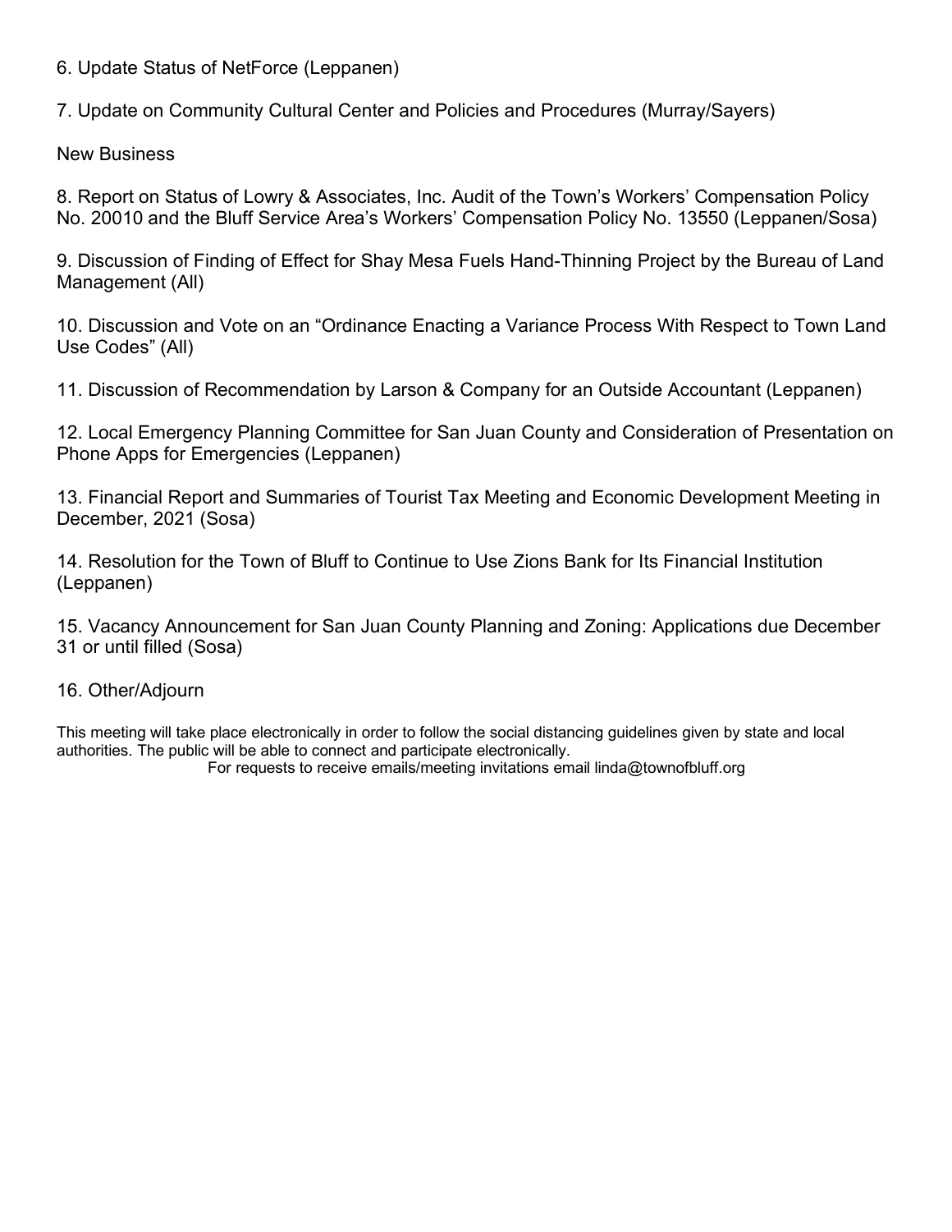6. Update Status of NetForce (Leppanen)

7. Update on Community Cultural Center and Policies and Procedures (Murray/Sayers)

New Business

8. Report on Status of Lowry & Associates, Inc. Audit of the Town's Workers' Compensation Policy No. 20010 and the Bluff Service Area's Workers' Compensation Policy No. 13550 (Leppanen/Sosa)

9. Discussion of Finding of Effect for Shay Mesa Fuels Hand-Thinning Project by the Bureau of Land Management (All)

10. Discussion and Vote on an "Ordinance Enacting a Variance Process With Respect to Town Land Use Codes" (All)

11. Discussion of Recommendation by Larson & Company for an Outside Accountant (Leppanen)

12. Local Emergency Planning Committee for San Juan County and Consideration of Presentation on Phone Apps for Emergencies (Leppanen)

13. Financial Report and Summaries of Tourist Tax Meeting and Economic Development Meeting in December, 2021 (Sosa)

14. Resolution for the Town of Bluff to Continue to Use Zions Bank for Its Financial Institution (Leppanen)

15. Vacancy Announcement for San Juan County Planning and Zoning: Applications due December 31 or until filled (Sosa)

16. Other/Adjourn

This meeting will take place electronically in order to follow the social distancing guidelines given by state and local authorities. The public will be able to connect and participate electronically.

For requests to receive emails/meeting invitations email linda@townofbluff.org